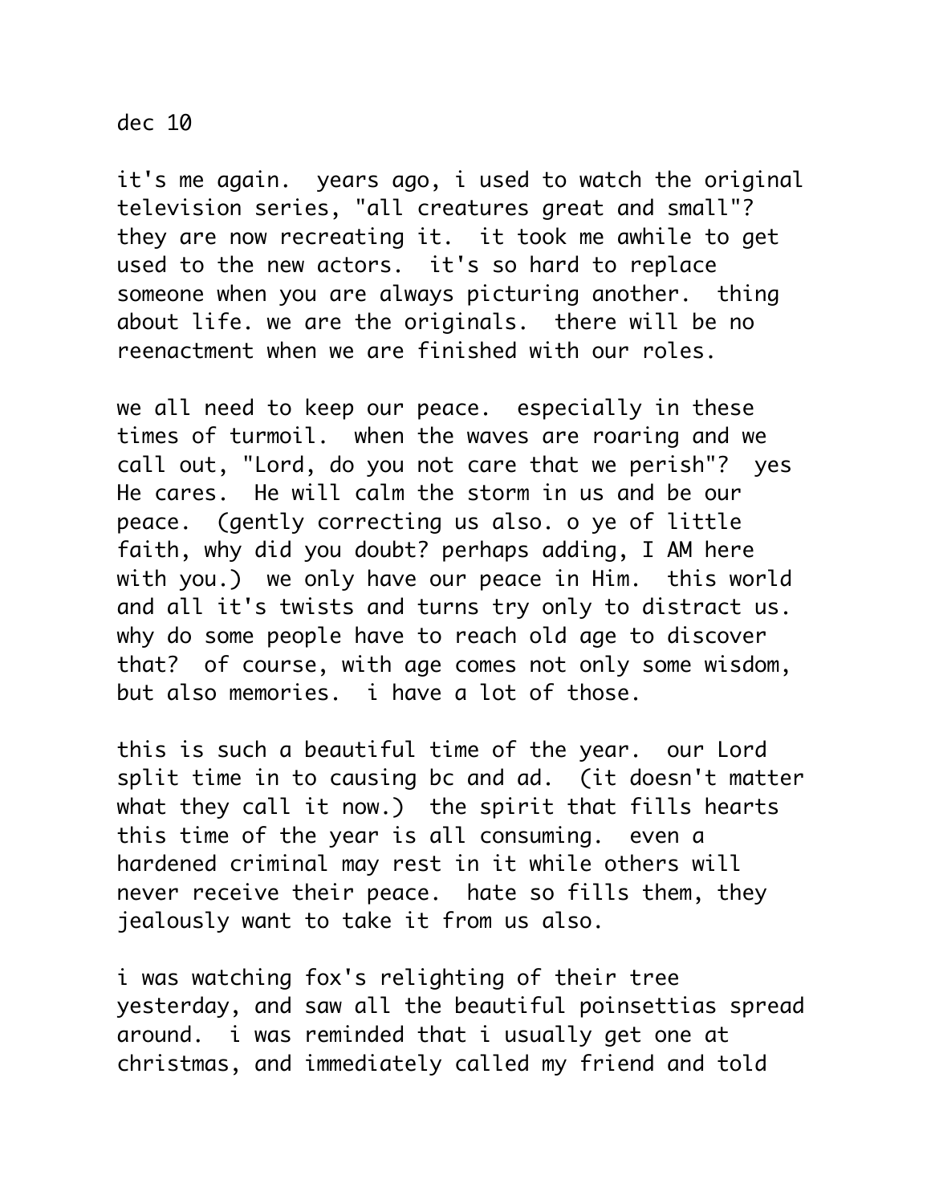dec 10

it's me again. years ago, i used to watch the original television series, "all creatures great and small"? they are now recreating it. it took me awhile to get used to the new actors. it's so hard to replace someone when you are always picturing another. thing about life. we are the originals. there will be no reenactment when we are finished with our roles.

we all need to keep our peace. especially in these times of turmoil. when the waves are roaring and we call out, "Lord, do you not care that we perish"? yes He cares. He will calm the storm in us and be our peace. (gently correcting us also. o ye of little faith, why did you doubt? perhaps adding, I AM here with you.) we only have our peace in Him. this world and all it's twists and turns try only to distract us. why do some people have to reach old age to discover that? of course, with age comes not only some wisdom, but also memories. i have a lot of those.

this is such a beautiful time of the year. our Lord split time in to causing bc and ad. (it doesn't matter what they call it now.) the spirit that fills hearts this time of the year is all consuming. even a hardened criminal may rest in it while others will never receive their peace. hate so fills them, they jealously want to take it from us also.

i was watching fox's relighting of their tree yesterday, and saw all the beautiful poinsettias spread around. i was reminded that i usually get one at christmas, and immediately called my friend and told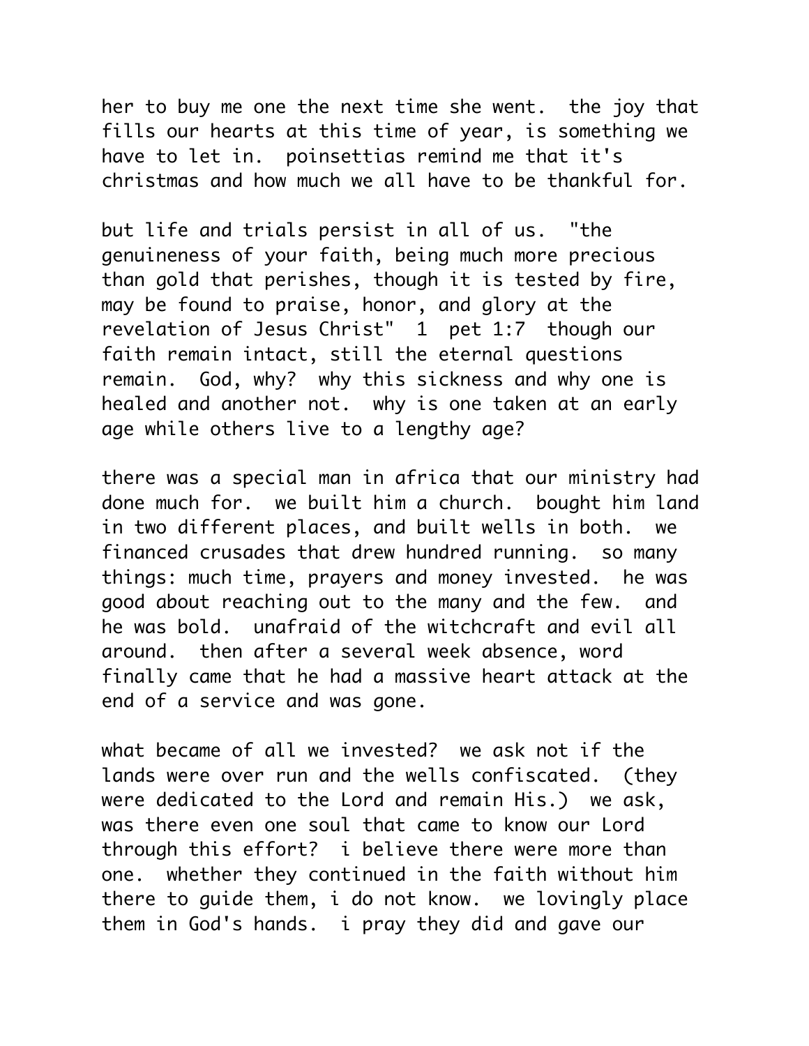her to buy me one the next time she went. the joy that fills our hearts at this time of year, is something we have to let in. poinsettias remind me that it's christmas and how much we all have to be thankful for.

but life and trials persist in all of us. "the genuineness of your faith, being much more precious than gold that perishes, though it is tested by fire, may be found to praise, honor, and glory at the revelation of Jesus Christ" 1 pet 1:7 though our faith remain intact, still the eternal questions remain. God, why? why this sickness and why one is healed and another not. why is one taken at an early age while others live to a lengthy age?

there was a special man in africa that our ministry had done much for. we built him a church. bought him land in two different places, and built wells in both. we financed crusades that drew hundred running. so many things: much time, prayers and money invested. he was good about reaching out to the many and the few. and he was bold. unafraid of the witchcraft and evil all around. then after a several week absence, word finally came that he had a massive heart attack at the end of a service and was gone.

what became of all we invested? we ask not if the lands were over run and the wells confiscated. (they were dedicated to the Lord and remain His.) we ask, was there even one soul that came to know our Lord through this effort? i believe there were more than one. whether they continued in the faith without him there to guide them, i do not know. we lovingly place them in God's hands. i pray they did and gave our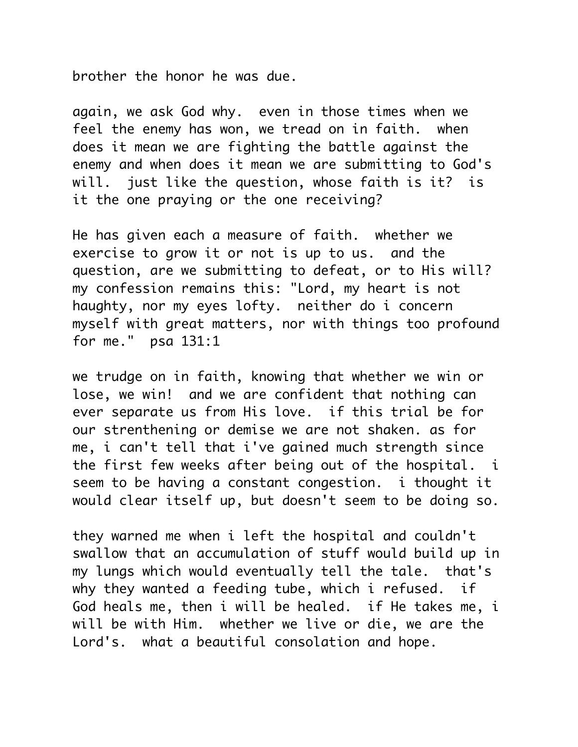brother the honor he was due.

again, we ask God why. even in those times when we feel the enemy has won, we tread on in faith. when does it mean we are fighting the battle against the enemy and when does it mean we are submitting to God's will. just like the question, whose faith is it? is it the one praying or the one receiving?

He has given each a measure of faith. whether we exercise to grow it or not is up to us. and the question, are we submitting to defeat, or to His will? my confession remains this: "Lord, my heart is not haughty, nor my eyes lofty. neither do i concern myself with great matters, nor with things too profound for me." psa 131:1

we trudge on in faith, knowing that whether we win or lose, we win! and we are confident that nothing can ever separate us from His love. if this trial be for our strenthening or demise we are not shaken. as for me, i can't tell that i've gained much strength since the first few weeks after being out of the hospital. i seem to be having a constant congestion. i thought it would clear itself up, but doesn't seem to be doing so.

they warned me when i left the hospital and couldn't swallow that an accumulation of stuff would build up in my lungs which would eventually tell the tale. that's why they wanted a feeding tube, which i refused. if God heals me, then i will be healed. if He takes me, i will be with Him. whether we live or die, we are the Lord's. what a beautiful consolation and hope.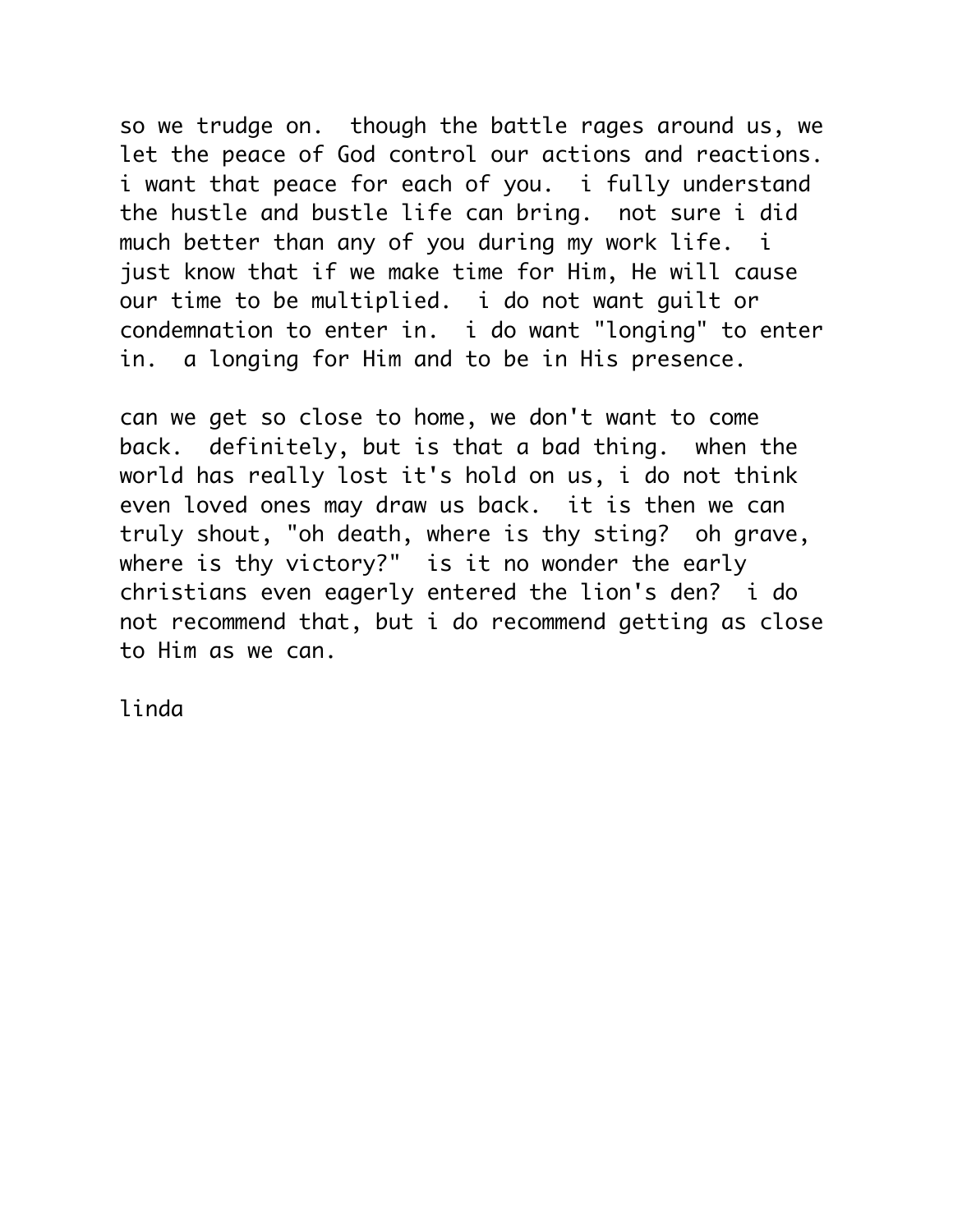so we trudge on.  though the battle rages around us, we let the peace of God control our actions and reactions.  i want that peace for each of you.  i fully understand the hustle and bustle life can bring.  not sure i did much better than any of you during my work life.  i just know that if we make time for Him, He will cause our time to be multiplied.  i do not want guilt or condemnation to enter in.  i do want "longing" to enter in.  a longing for Him and to be in His presence.

can we get so close to home, we don't want to come back.  definitely, but is that a bad thing.  when the world has really lost it's hold on us, i do not think even loved ones may draw us back.  it is then we can truly shout, "oh death, where is thy sting?  oh grave, where is thy victory?"  is it no wonder the early christians even eagerly entered the lion's den?  i do not recommend that, but i do recommend getting as close to Him as we can.

linda